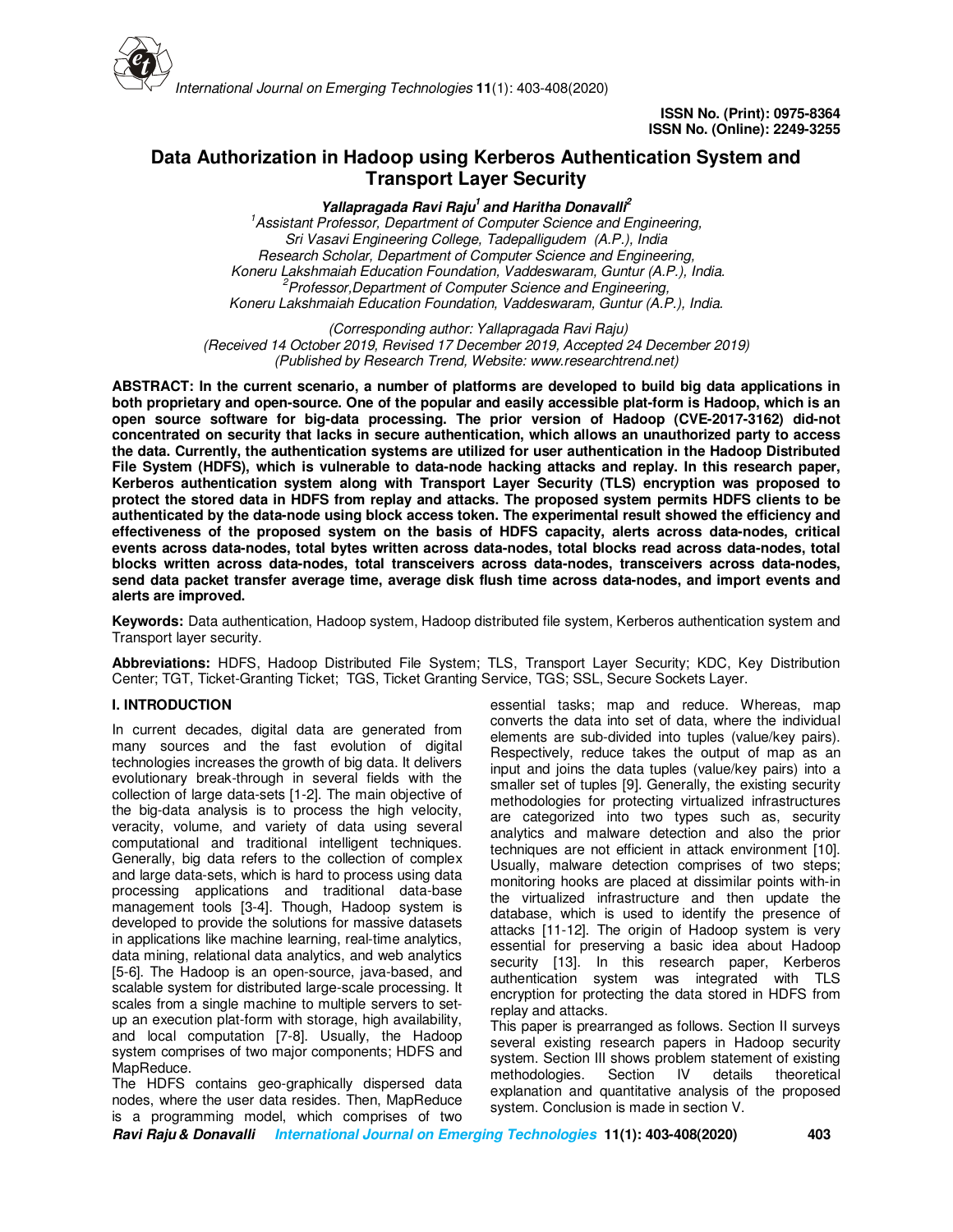ISSN No. (Print): 0975-8364
ISSN No. (Online): 2249-3255

# Data Authorization in Hadoop using Kerberos Authentication System and Transport Layer Security

***Yallapragada Ravi Raju*[1] *and Haritha Donavalli*[2]**

[1]*Assistant Professor, Department of Computer Science and Engineering, Sri Vasavi Engineering College, Tadepalligudem (A.P.), India*
*Research Scholar, Department of Computer Science and Engineering, Koneru Lakshmaiah Education Foundation, Vaddeswaram, Guntur (A.P.), India.*
[2]*Professor,Department of Computer Science and Engineering, Koneru Lakshmaiah Education Foundation, Vaddeswaram, Guntur (A.P.), India.*

*(Corresponding author: Yallapragada Ravi Raju)*
*(Received 14 October 2019, Revised 17 December 2019, Accepted 24 December 2019)*
*(Published by Research Trend, Website: www.researchtrend.net)*

**ABSTRACT: In the current scenario, a number of platforms are developed to build big data applications in both proprietary and open-source. One of the popular and easily accessible plat-form is Hadoop, which is an open source software for big-data processing. The prior version of Hadoop (CVE-2017-3162) did-not concentrated on security that lacks in secure authentication, which allows an unauthorized party to access the data. Currently, the authentication systems are utilized for user authentication in the Hadoop Distributed File System (HDFS), which is vulnerable to data-node hacking attacks and replay. In this research paper, Kerberos authentication system along with Transport Layer Security (TLS) encryption was proposed to protect the stored data in HDFS from replay and attacks. The proposed system permits HDFS clients to be authenticated by the data-node using block access token. The experimental result showed the efficiency and effectiveness of the proposed system on the basis of HDFS capacity, alerts across data-nodes, critical events across data-nodes, total bytes written across data-nodes, total blocks read across data-nodes, total blocks written across data-nodes, total transceivers across data-nodes, transceivers across data-nodes, send data packet transfer average time, average disk flush time across data-nodes, and import events and alerts are improved.**

**Keywords:** Data authentication, Hadoop system, Hadoop distributed file system, Kerberos authentication system and Transport layer security.

**Abbreviations:** HDFS, Hadoop Distributed File System; TLS, Transport Layer Security; KDC, Key Distribution Center; TGT, Ticket-Granting Ticket; TGS, Ticket Granting Service, TGS; SSL, Secure Sockets Layer.

## I. INTRODUCTION

In current decades, digital data are generated from many sources and the fast evolution of digital technologies increases the growth of big data. It delivers evolutionary break-through in several fields with the collection of large data-sets [1-2]. The main objective of the big-data analysis is to process the high velocity, veracity, volume, and variety of data using several computational and traditional intelligent techniques. Generally, big data refers to the collection of complex and large data-sets, which is hard to process using data processing applications and traditional data-base management tools [3-4]. Though, Hadoop system is developed to provide the solutions for massive datasets in applications like machine learning, real-time analytics, data mining, relational data analytics, and web analytics [5-6]. The Hadoop is an open-source, java-based, and scalable system for distributed large-scale processing. It scales from a single machine to multiple servers to set-up an execution plat-form with storage, high availability, and local computation [7-8]. Usually, the Hadoop system comprises of two major components; HDFS and MapReduce.

The HDFS contains geo-graphically dispersed data nodes, where the user data resides. Then, MapReduce is a programming model, which comprises of two essential tasks; map and reduce. Whereas, map converts the data into set of data, where the individual elements are sub-divided into tuples (value/key pairs). Respectively, reduce takes the output of map as an input and joins the data tuples (value/key pairs) into a smaller set of tuples [9]. Generally, the existing security methodologies for protecting virtualized infrastructures are categorized into two types such as, security analytics and malware detection and also the prior techniques are not efficient in attack environment [10]. Usually, malware detection comprises of two steps; monitoring hooks are placed at dissimilar points with-in the virtualized infrastructure and then update the database, which is used to identify the presence of attacks [11-12]. The origin of Hadoop system is very essential for preserving a basic idea about Hadoop security [13]. In this research paper, Kerberos authentication system was integrated with TLS encryption for protecting the data stored in HDFS from replay and attacks.

This paper is prearranged as follows. Section II surveys several existing research papers in Hadoop security system. Section III shows problem statement of existing methodologies. Section IV details theoretical explanation and quantitative analysis of the proposed system. Conclusion is made in section V.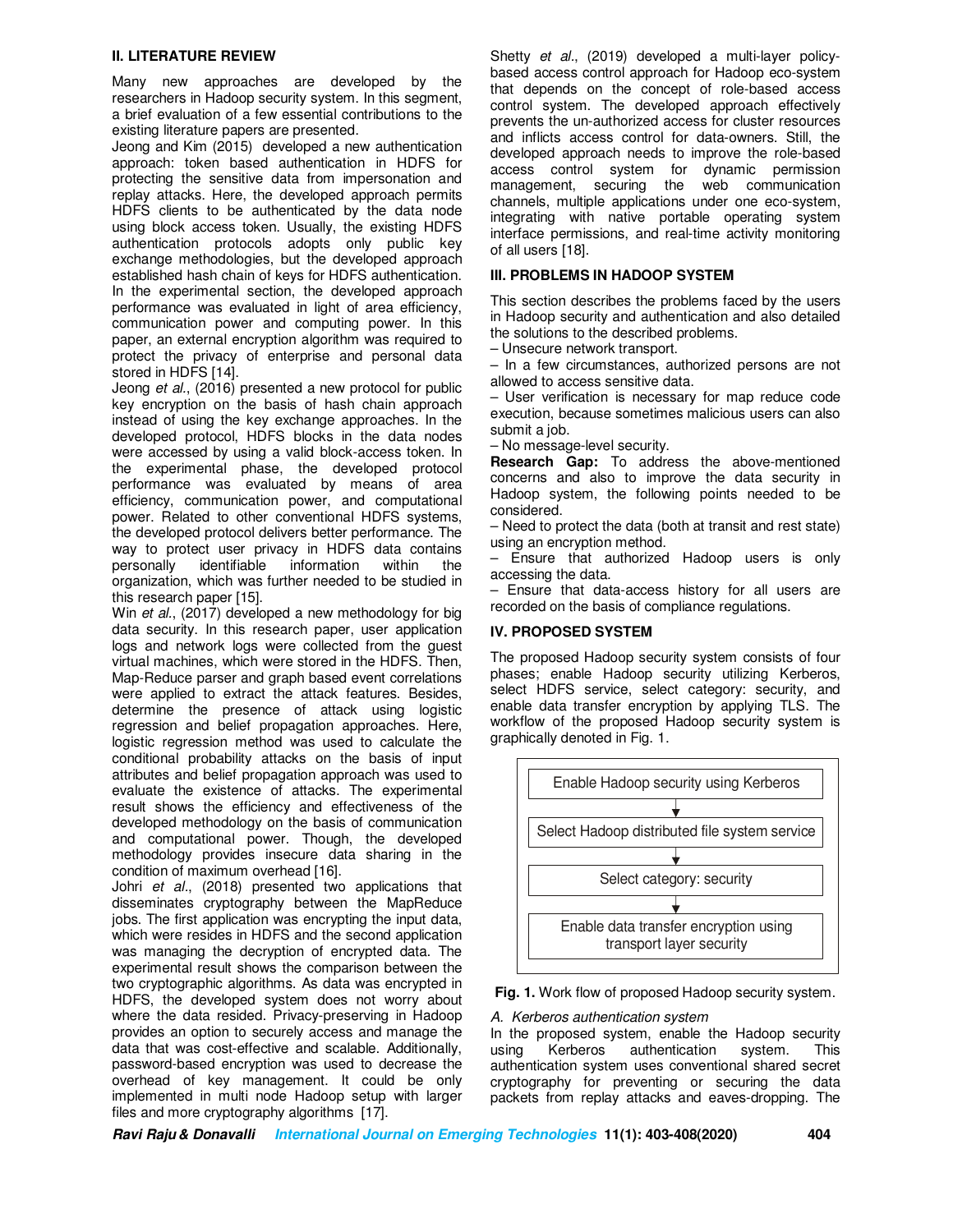## II. LITERATURE REVIEW

Many new approaches are developed by the researchers in Hadoop security system. In this segment, a brief evaluation of a few essential contributions to the existing literature papers are presented.

Jeong and Kim (2015) developed a new authentication approach: token based authentication in HDFS for protecting the sensitive data from impersonation and replay attacks. Here, the developed approach permits HDFS clients to be authenticated by the data node using block access token. Usually, the existing HDFS authentication protocols adopts only public key exchange methodologies, but the developed approach established hash chain of keys for HDFS authentication. In the experimental section, the developed approach performance was evaluated in light of area efficiency, communication power and computing power. In this paper, an external encryption algorithm was required to protect the privacy of enterprise and personal data stored in HDFS [14].

Jeong *et al.*, (2016) presented a new protocol for public key encryption on the basis of hash chain approach instead of using the key exchange approaches. In the developed protocol, HDFS blocks in the data nodes were accessed by using a valid block-access token. In the experimental phase, the developed protocol performance was evaluated by means of area efficiency, communication power, and computational power. Related to other conventional HDFS systems, the developed protocol delivers better performance. The way to protect user privacy in HDFS data contains personally identifiable information within the organization, which was further needed to be studied in this research paper [15].

Win *et al.*, (2017) developed a new methodology for big data security. In this research paper, user application logs and network logs were collected from the guest virtual machines, which were stored in the HDFS. Then, Map-Reduce parser and graph based event correlations were applied to extract the attack features. Besides, determine the presence of attack using logistic regression and belief propagation approaches. Here, logistic regression method was used to calculate the conditional probability attacks on the basis of input attributes and belief propagation approach was used to evaluate the existence of attacks. The experimental result shows the efficiency and effectiveness of the developed methodology on the basis of communication and computational power. Though, the developed methodology provides insecure data sharing in the condition of maximum overhead [16].

Johri *et al.*, (2018) presented two applications that disseminates cryptography between the MapReduce jobs. The first application was encrypting the input data, which were resides in HDFS and the second application was managing the decryption of encrypted data. The experimental result shows the comparison between the two cryptographic algorithms. As data was encrypted in HDFS, the developed system does not worry about where the data resided. Privacy-preserving in Hadoop provides an option to securely access and manage the data that was cost-effective and scalable. Additionally, password-based encryption was used to decrease the overhead of key management. It could be only implemented in multi node Hadoop setup with larger files and more cryptography algorithms [17].

Shetty *et al.*, (2019) developed a multi-layer policy-based access control approach for Hadoop eco-system that depends on the concept of role-based access control system. The developed approach effectively prevents the un-authorized access for cluster resources and inflicts access control for data-owners. Still, the developed approach needs to improve the role-based access control system for dynamic permission management, securing the web communication channels, multiple applications under one eco-system, integrating with native portable operating system interface permissions, and real-time activity monitoring of all users [18].

## III. PROBLEMS IN HADOOP SYSTEM

This section describes the problems faced by the users in Hadoop security and authentication and also detailed the solutions to the described problems.

– Unsecure network transport.

– In a few circumstances, authorized persons are not allowed to access sensitive data.

– User verification is necessary for map reduce code execution, because sometimes malicious users can also submit a job.

– No message-level security.

**Research Gap:** To address the above-mentioned concerns and also to improve the data security in Hadoop system, the following points needed to be considered.

– Need to protect the data (both at transit and rest state) using an encryption method.

– Ensure that authorized Hadoop users is only accessing the data.

– Ensure that data-access history for all users are recorded on the basis of compliance regulations.

## IV. PROPOSED SYSTEM

The proposed Hadoop security system consists of four phases; enable Hadoop security utilizing Kerberos, select HDFS service, select category: security, and enable data transfer encryption by applying TLS. The workflow of the proposed Hadoop security system is graphically denoted in Fig. 1.

| Enable Hadoop security using Kerberos |
| --- |
| ↓ |
| Select Hadoop distributed file system service |
| ↓ |
| Select category: security |
| ↓ |
| Enable data transfer encryption using transport layer security |

**Fig. 1.** Work flow of proposed Hadoop security system.

### *A. Kerberos authentication system*

In the proposed system, enable the Hadoop security using Kerberos authentication system. This authentication system uses conventional shared secret cryptography for preventing or securing the data packets from replay attacks and eaves-dropping. The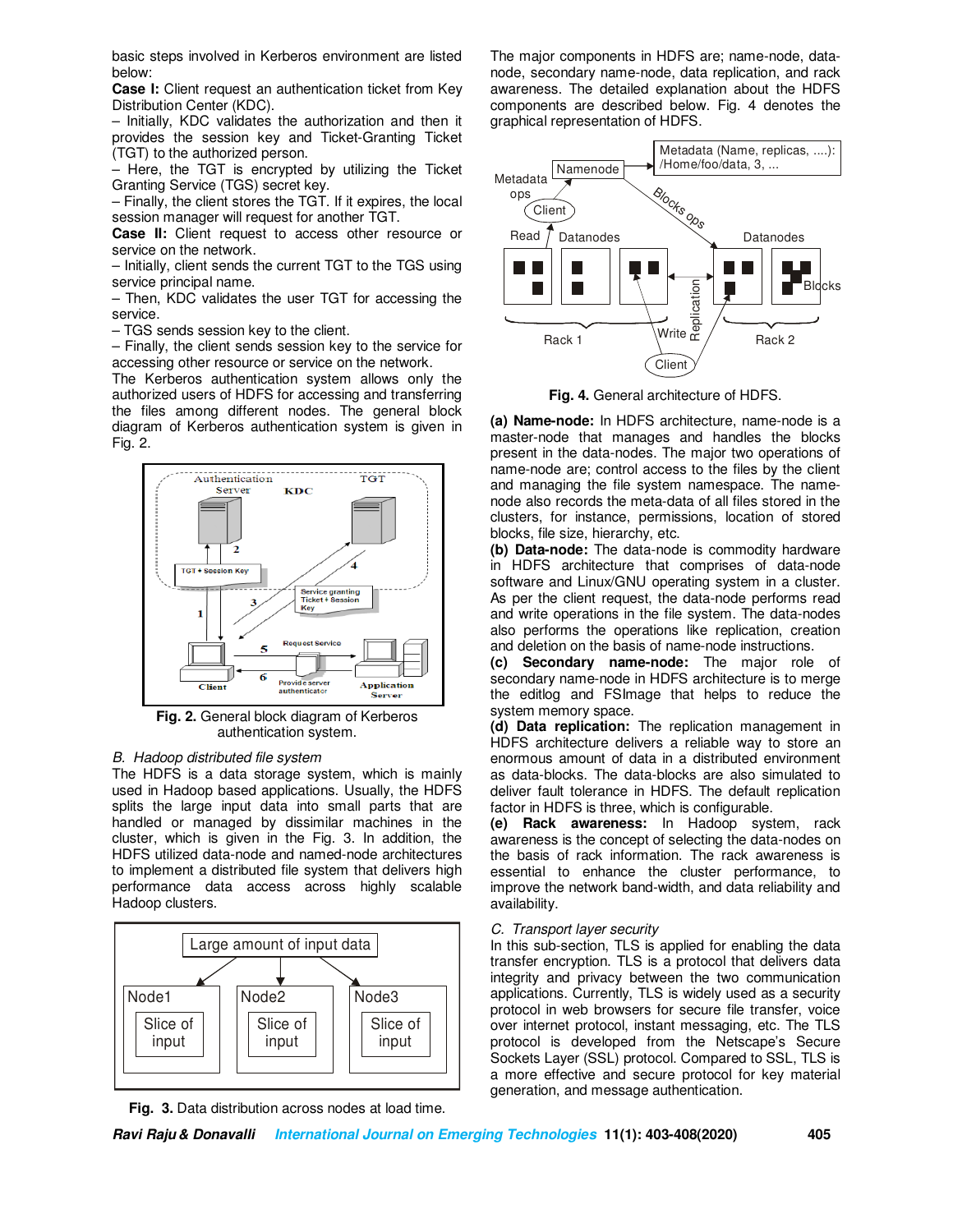basic steps involved in Kerberos environment are listed below:

**Case I:** Client request an authentication ticket from Key Distribution Center (KDC).

– Initially, KDC validates the authorization and then it provides the session key and Ticket-Granting Ticket (TGT) to the authorized person.

– Here, the TGT is encrypted by utilizing the Ticket Granting Service (TGS) secret key.

– Finally, the client stores the TGT. If it expires, the local session manager will request for another TGT.

**Case II:** Client request to access other resource or service on the network.

– Initially, client sends the current TGT to the TGS using service principal name.

– Then, KDC validates the user TGT for accessing the service.

– TGS sends session key to the client.

– Finally, the client sends session key to the service for accessing other resource or service on the network.

The Kerberos authentication system allows only the authorized users of HDFS for accessing and transferring the files among different nodes. The general block diagram of Kerberos authentication system is given in Fig. 2.

**Fig. 2.** General block diagram of Kerberos authentication system.

*B. Hadoop distributed file system*

The HDFS is a data storage system, which is mainly used in Hadoop based applications. Usually, the HDFS splits the large input data into small parts that are handled or managed by dissimilar machines in the cluster, which is given in the Fig. 3. In addition, the HDFS utilized data-node and named-node architectures to implement a distributed file system that delivers high performance data access across highly scalable Hadoop clusters.

**Fig. 3.** Data distribution across nodes at load time.

The major components in HDFS are; name-node, data-node, secondary name-node, data replication, and rack awareness. The detailed explanation about the HDFS components are described below. Fig. 4 denotes the graphical representation of HDFS.

**Fig. 4.** General architecture of HDFS.

**(a) Name-node:** In HDFS architecture, name-node is a master-node that manages and handles the blocks present in the data-nodes. The major two operations of name-node are; control access to the files by the client and managing the file system namespace. The name-node also records the meta-data of all files stored in the clusters, for instance, permissions, location of stored blocks, file size, hierarchy, etc.

**(b) Data-node:** The data-node is commodity hardware in HDFS architecture that comprises of data-node software and Linux/GNU operating system in a cluster. As per the client request, the data-node performs read and write operations in the file system. The data-nodes also performs the operations like replication, creation and deletion on the basis of name-node instructions.

**(c) Secondary name-node:** The major role of secondary name-node in HDFS architecture is to merge the editlog and FSImage that helps to reduce the system memory space.

**(d) Data replication:** The replication management in HDFS architecture delivers a reliable way to store an enormous amount of data in a distributed environment as data-blocks. The data-blocks are also simulated to deliver fault tolerance in HDFS. The default replication factor in HDFS is three, which is configurable.

**(e) Rack awareness:** In Hadoop system, rack awareness is the concept of selecting the data-nodes on the basis of rack information. The rack awareness is essential to enhance the cluster performance, to improve the network band-width, and data reliability and availability.

*C. Transport layer security*

In this sub-section, TLS is applied for enabling the data transfer encryption. TLS is a protocol that delivers data integrity and privacy between the two communication applications. Currently, TLS is widely used as a security protocol in web browsers for secure file transfer, voice over internet protocol, instant messaging, etc. The TLS protocol is developed from the Netscape's Secure Sockets Layer (SSL) protocol. Compared to SSL, TLS is a more effective and secure protocol for key material generation, and message authentication.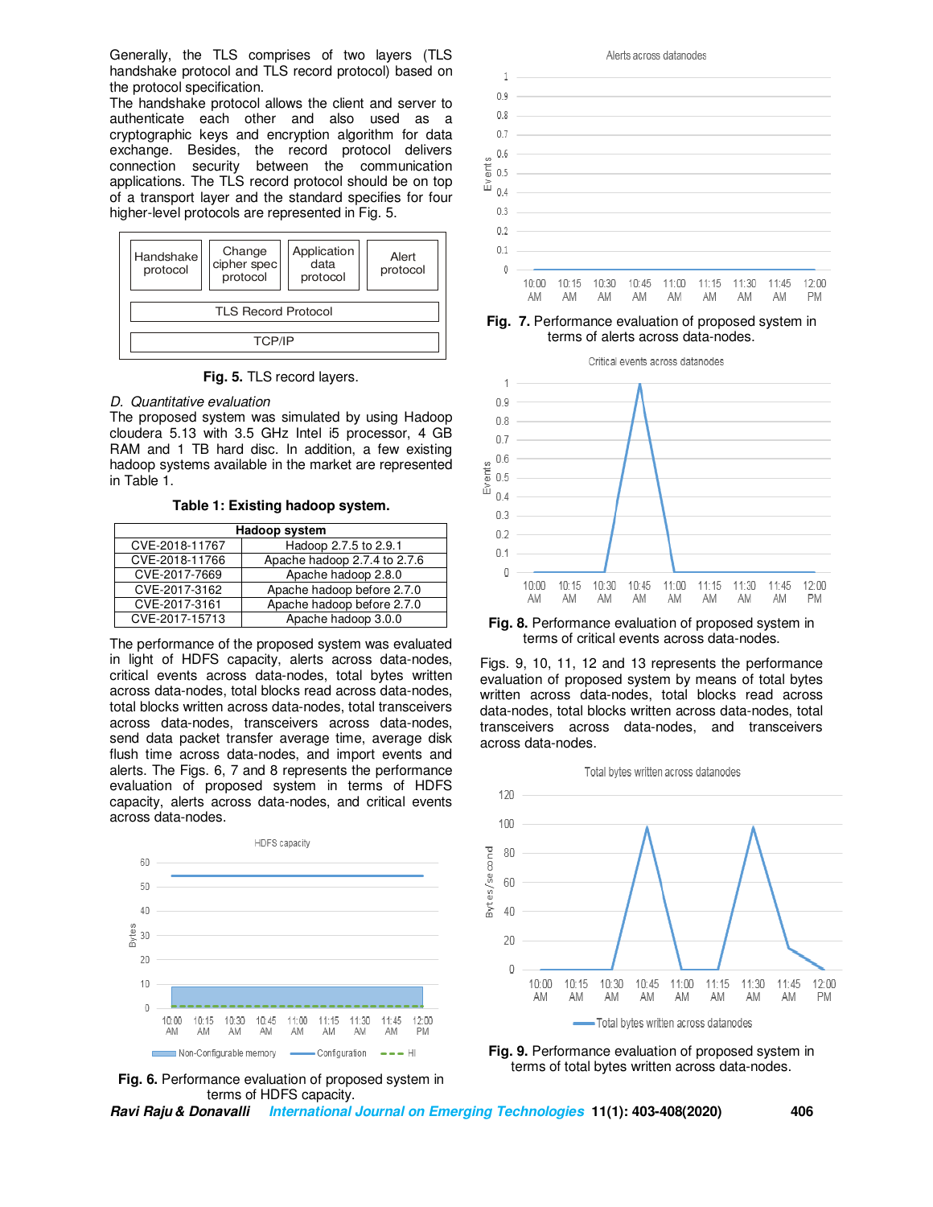Generally, the TLS comprises of two layers (TLS handshake protocol and TLS record protocol) based on the protocol specification.

The handshake protocol allows the client and server to authenticate each other and also used as a cryptographic keys and encryption algorithm for data exchange. Besides, the record protocol delivers connection security between the communication applications. The TLS record protocol should be on top of a transport layer and the standard specifies for four higher-level protocols are represented in Fig. 5.

| Handshake protocol | Change cipher spec protocol | Application data protocol | Alert protocol |
|---|---|---|---|
| TLS Record Protocol | | | |
| TCP/IP | | | |

**Fig. 5.** TLS record layers.

### *D. Quantitative evaluation*

The proposed system was simulated by using Hadoop cloudera 5.13 with 3.5 GHz Intel i5 processor, 4 GB RAM and 1 TB hard disc. In addition, a few existing hadoop systems available in the market are represented in Table 1.

**Table 1: Existing hadoop system.**

| Hadoop system | |
|---|---|
| CVE-2018-11767 | Hadoop 2.7.5 to 2.9.1 |
| CVE-2018-11766 | Apache hadoop 2.7.4 to 2.7.6 |
| CVE-2017-7669 | Apache hadoop 2.8.0 |
| CVE-2017-3162 | Apache hadoop before 2.7.0 |
| CVE-2017-3161 | Apache hadoop before 2.7.0 |
| CVE-2017-15713 | Apache hadoop 3.0.0 |

The performance of the proposed system was evaluated in light of HDFS capacity, alerts across data-nodes, critical events across data-nodes, total bytes written across data-nodes, total blocks read across data-nodes, total blocks written across data-nodes, total transceivers across data-nodes, transceivers across data-nodes, send data packet transfer average time, average disk flush time across data-nodes, and import events and alerts. The Figs. 6, 7 and 8 represents the performance evaluation of proposed system in terms of HDFS capacity, alerts across data-nodes, and critical events across data-nodes.

**Fig. 6.** Performance evaluation of proposed system in terms of HDFS capacity.

**Fig. 7.** Performance evaluation of proposed system in terms of alerts across data-nodes.

**Fig. 8.** Performance evaluation of proposed system in terms of critical events across data-nodes.

Figs. 9, 10, 11, 12 and 13 represents the performance evaluation of proposed system by means of total bytes written across data-nodes, total blocks read across data-nodes, total blocks written across data-nodes, total transceivers across data-nodes, and transceivers across data-nodes.

**Fig. 9.** Performance evaluation of proposed system in terms of total bytes written across data-nodes.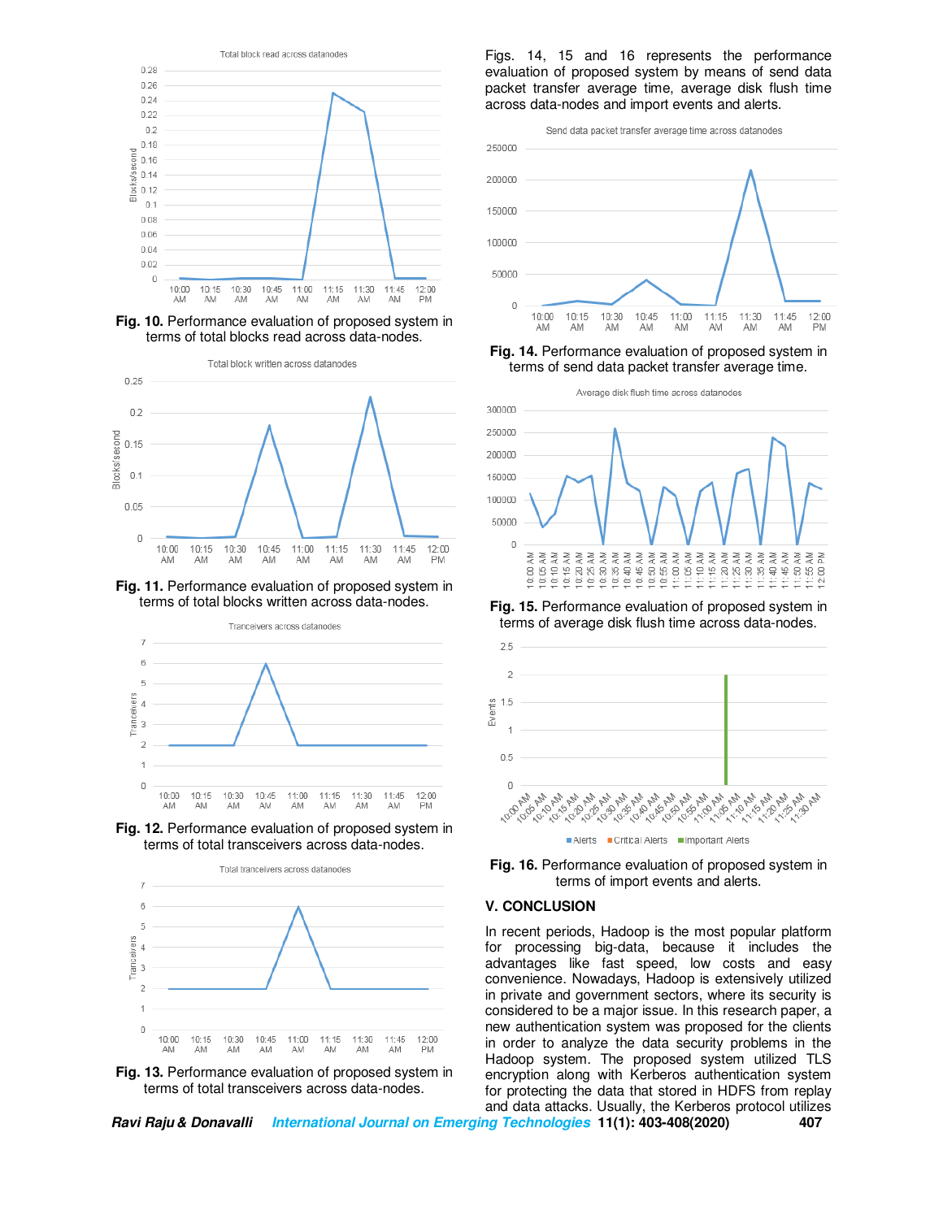Fig. 10. Performance evaluation of proposed system in terms of total blocks read across data-nodes.

Fig. 11. Performance evaluation of proposed system in terms of total blocks written across data-nodes.

Fig. 12. Performance evaluation of proposed system in terms of total transceivers across data-nodes.

Fig. 13. Performance evaluation of proposed system in terms of total transceivers across data-nodes.

Figs. 14, 15 and 16 represents the performance evaluation of proposed system by means of send data packet transfer average time, average disk flush time across data-nodes and import events and alerts.

Fig. 14. Performance evaluation of proposed system in terms of send data packet transfer average time.

Fig. 15. Performance evaluation of proposed system in terms of average disk flush time across data-nodes.

Fig. 16. Performance evaluation of proposed system in terms of import events and alerts.

## V. CONCLUSION

In recent periods, Hadoop is the most popular platform for processing big-data, because it includes the advantages like fast speed, low costs and easy convenience. Nowadays, Hadoop is extensively utilized in private and government sectors, where its security is considered to be a major issue. In this research paper, a new authentication system was proposed for the clients in order to analyze the data security problems in the Hadoop system. The proposed system utilized TLS encryption along with Kerberos authentication system for protecting the data that stored in HDFS from replay and data attacks. Usually, the Kerberos protocol utilizes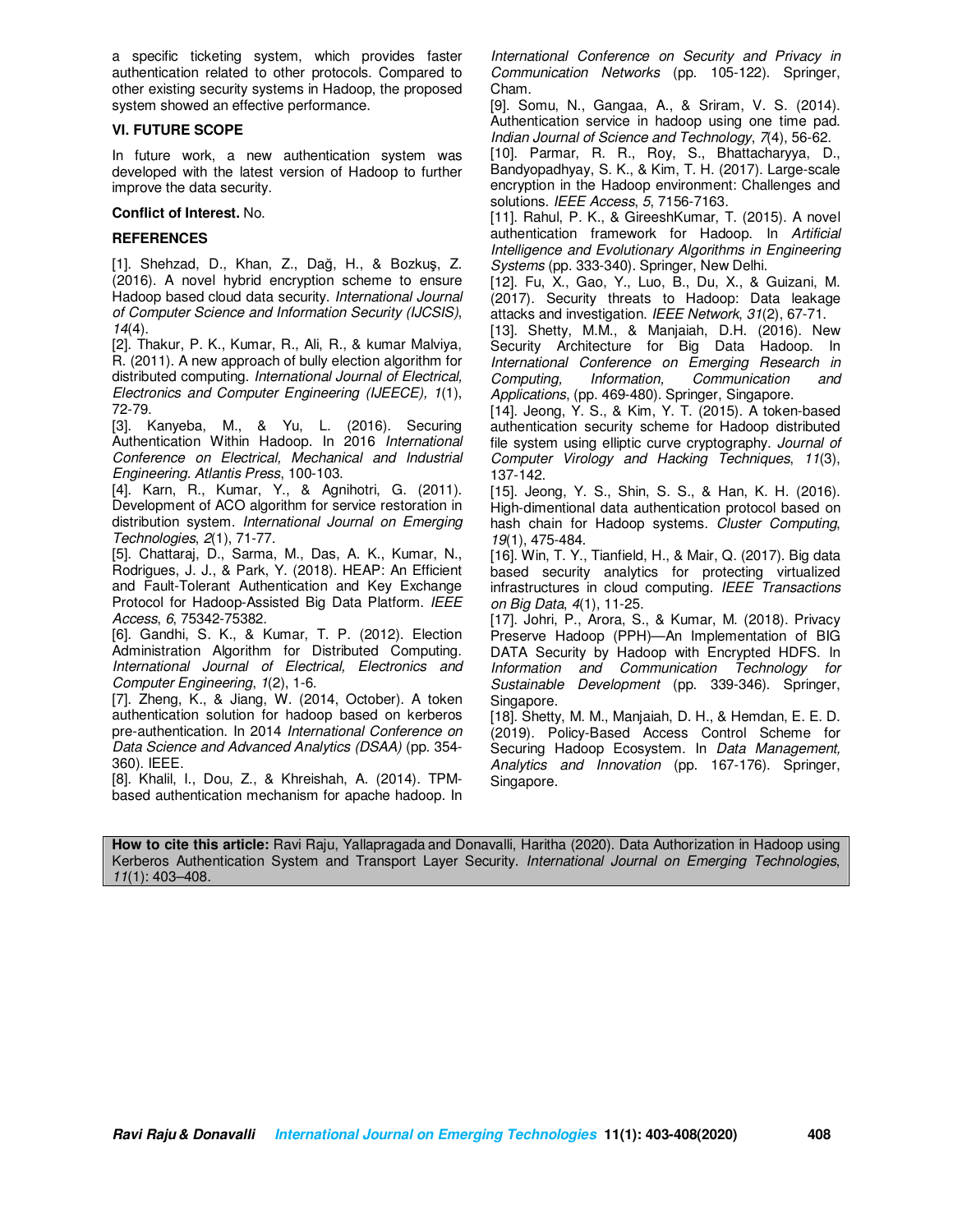a specific ticketing system, which provides faster authentication related to other protocols. Compared to other existing security systems in Hadoop, the proposed system showed an effective performance.

## VI. FUTURE SCOPE

In future work, a new authentication system was developed with the latest version of Hadoop to further improve the data security.

**Conflict of Interest.** No.

## REFERENCES

[1]. Shehzad, D., Khan, Z., Dağ, H., & Bozkuş, Z. (2016). A novel hybrid encryption scheme to ensure Hadoop based cloud data security. *International Journal of Computer Science and Information Security (IJCSIS)*, *14*(4).

[2]. Thakur, P. K., Kumar, R., Ali, R., & kumar Malviya, R. (2011). A new approach of bully election algorithm for distributed computing. *International Journal of Electrical, Electronics and Computer Engineering (IJEECE), 1*(1), 72-79.

[3]. Kanyeba, M., & Yu, L. (2016). Securing Authentication Within Hadoop. In 2016 *International Conference on Electrical, Mechanical and Industrial Engineering. Atlantis Press*, 100-103.

[4]. Karn, R., Kumar, Y., & Agnihotri, G. (2011). Development of ACO algorithm for service restoration in distribution system. *International Journal on Emerging Technologies*, *2*(1), 71-77.

[5]. Chattaraj, D., Sarma, M., Das, A. K., Kumar, N., Rodrigues, J. J., & Park, Y. (2018). HEAP: An Efficient and Fault-Tolerant Authentication and Key Exchange Protocol for Hadoop-Assisted Big Data Platform. *IEEE Access*, *6*, 75342-75382.

[6]. Gandhi, S. K., & Kumar, T. P. (2012). Election Administration Algorithm for Distributed Computing. *International Journal of Electrical, Electronics and Computer Engineering*, *1*(2), 1-6.

[7]. Zheng, K., & Jiang, W. (2014, October). A token authentication solution for hadoop based on kerberos pre-authentication. In 2014 *International Conference on Data Science and Advanced Analytics (DSAA)* (pp. 354-360). IEEE.

[8]. Khalil, I., Dou, Z., & Khreishah, A. (2014). TPM-based authentication mechanism for apache hadoop. In *International Conference on Security and Privacy in Communication Networks* (pp. 105-122). Springer, Cham.

[9]. Somu, N., Gangaa, A., & Sriram, V. S. (2014). Authentication service in hadoop using one time pad. *Indian Journal of Science and Technology*, *7*(4), 56-62.

[10]. Parmar, R. R., Roy, S., Bhattacharyya, D., Bandyopadhyay, S. K., & Kim, T. H. (2017). Large-scale encryption in the Hadoop environment: Challenges and solutions. *IEEE Access*, *5*, 7156-7163.

[11]. Rahul, P. K., & GireeshKumar, T. (2015). A novel authentication framework for Hadoop. In *Artificial Intelligence and Evolutionary Algorithms in Engineering Systems* (pp. 333-340). Springer, New Delhi.

[12]. Fu, X., Gao, Y., Luo, B., Du, X., & Guizani, M. (2017). Security threats to Hadoop: Data leakage attacks and investigation. *IEEE Network*, *31*(2), 67-71.

[13]. Shetty, M.M., & Manjaiah, D.H. (2016). New Security Architecture for Big Data Hadoop. In *International Conference on Emerging Research in Computing, Information, Communication and Applications*, (pp. 469-480). Springer, Singapore.

[14]. Jeong, Y. S., & Kim, Y. T. (2015). A token-based authentication security scheme for Hadoop distributed file system using elliptic curve cryptography. *Journal of Computer Virology and Hacking Techniques*, *11*(3), 137-142.

[15]. Jeong, Y. S., Shin, S. S., & Han, K. H. (2016). High-dimentional data authentication protocol based on hash chain for Hadoop systems. *Cluster Computing*, *19*(1), 475-484.

[16]. Win, T. Y., Tianfield, H., & Mair, Q. (2017). Big data based security analytics for protecting virtualized infrastructures in cloud computing. *IEEE Transactions on Big Data*, *4*(1), 11-25.

[17]. Johri, P., Arora, S., & Kumar, M. (2018). Privacy Preserve Hadoop (PPH)—An Implementation of BIG DATA Security by Hadoop with Encrypted HDFS. In *Information and Communication Technology for Sustainable Development* (pp. 339-346). Springer, Singapore.

[18]. Shetty, M. M., Manjaiah, D. H., & Hemdan, E. E. D. (2019). Policy-Based Access Control Scheme for Securing Hadoop Ecosystem. In *Data Management, Analytics and Innovation* (pp. 167-176). Springer, Singapore.

**How to cite this article:** Ravi Raju, Yallapragada and Donavalli, Haritha (2020). Data Authorization in Hadoop using Kerberos Authentication System and Transport Layer Security. *International Journal on Emerging Technologies*, *11*(1): 403–408.